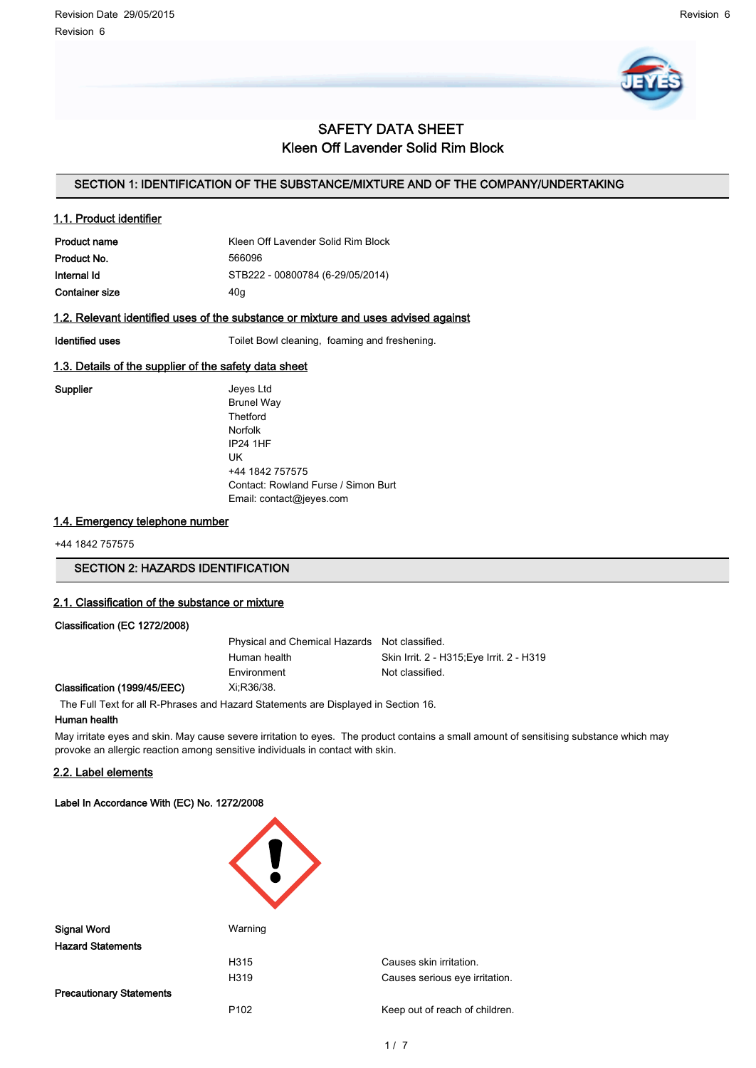# SAFETY DATA SHEET
# Kleen Off Lavender Solid Rim Block

## SECTION 1: IDENTIFICATION OF THE SUBSTANCE/MIXTURE AND OF THE COMPANY/UNDERTAKING

### 1.1. Product identifier

| | |
|---|---|
| **Product name** | Kleen Off Lavender Solid Rim Block |
| **Product No.** | 566096 |
| **Internal Id** | STB222 - 00800784 (6-29/05/2014) |
| **Container size** | 40g |

### 1.2. Relevant identified uses of the substance or mixture and uses advised against

| | |
|---|---|
| **Identified uses** | Toilet Bowl cleaning, foaming and freshening. |

### 1.3. Details of the supplier of the safety data sheet

**Supplier**

Jeyes Ltd
Brunel Way
Thetford
Norfolk
IP24 1HF
UK
+44 1842 757575
Contact: Rowland Furse / Simon Burt
Email: contact@jeyes.com

### 1.4. Emergency telephone number

+44 1842 757575

## SECTION 2: HAZARDS IDENTIFICATION

### 2.1. Classification of the substance or mixture

**Classification (EC 1272/2008)**

| | |
|---|---|
| Physical and Chemical Hazards | Not classified. |
| Human health | Skin Irrit. 2 - H315;Eye Irrit. 2 - H319 |
| Environment | Not classified. |

**Classification (1999/45/EEC)** Xi;R36/38.

The Full Text for all R-Phrases and Hazard Statements are Displayed in Section 16.

**Human health**

May irritate eyes and skin. May cause severe irritation to eyes. The product contains a small amount of sensitising substance which may provoke an allergic reaction among sensitive individuals in contact with skin.

### 2.2. Label elements

**Label In Accordance With (EC) No. 1272/2008**

**Signal Word** Warning

**Hazard Statements**

| | |
|---|---|
| H315 | Causes skin irritation. |
| H319 | Causes serious eye irritation. |

**Precautionary Statements**

| | |
|---|---|
| P102 | Keep out of reach of children. |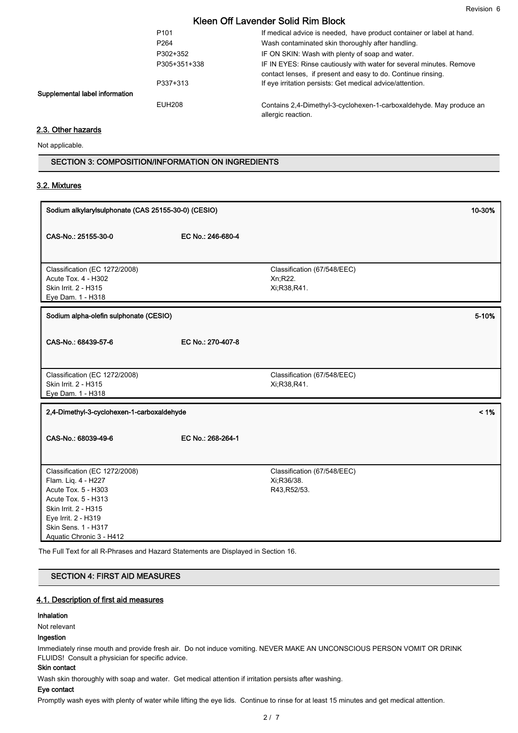| | | |
|---|---|---|
| | P101 | If medical advice is needed, have product container or label at hand. |
| | P264 | Wash contaminated skin thoroughly after handling. |
| | P302+352 | IF ON SKIN: Wash with plenty of soap and water. |
| | P305+351+338 | IF IN EYES: Rinse cautiously with water for several minutes. Remove contact lenses, if present and easy to do. Continue rinsing. |
| | P337+313 | If eye irritation persists: Get medical advice/attention. |
| **Supplemental label information** | | |
| | EUH208 | Contains 2,4-Dimethyl-3-cyclohexen-1-carboxaldehyde. May produce an allergic reaction. |

## 2.3. Other hazards

Not applicable.

## SECTION 3: COMPOSITION/INFORMATION ON INGREDIENTS

### 3.2. Mixtures

| **Sodium alkylarylsulphonate (CAS 25155-30-0) (CESIO)** | | **10-30%** |
|---|---|---|
| **CAS-No.: 25155-30-0** | **EC No.: 246-680-4** | |
| Classification (EC 1272/2008)<br>Acute Tox. 4 - H302<br>Skin Irrit. 2 - H315<br>Eye Dam. 1 - H318 | Classification (67/548/EEC)<br>Xn;R22.<br>Xi;R38,R41. | |

| **Sodium alpha-olefin sulphonate (CESIO)** | | **5-10%** |
|---|---|---|
| **CAS-No.: 68439-57-6** | **EC No.: 270-407-8** | |
| Classification (EC 1272/2008)<br>Skin Irrit. 2 - H315<br>Eye Dam. 1 - H318 | Classification (67/548/EEC)<br>Xi;R38,R41. | |

| **2,4-Dimethyl-3-cyclohexen-1-carboxaldehyde** | | **< 1%** |
|---|---|---|
| **CAS-No.: 68039-49-6** | **EC No.: 268-264-1** | |
| Classification (EC 1272/2008)<br>Flam. Liq. 4 - H227<br>Acute Tox. 5 - H303<br>Acute Tox. 5 - H313<br>Skin Irrit. 2 - H315<br>Eye Irrit. 2 - H319<br>Skin Sens. 1 - H317<br>Aquatic Chronic 3 - H412 | Classification (67/548/EEC)<br>Xi;R36/38.<br>R43,R52/53. | |

The Full Text for all R-Phrases and Hazard Statements are Displayed in Section 16.

## SECTION 4: FIRST AID MEASURES

### 4.1. Description of first aid measures

**Inhalation**

Not relevant

**Ingestion**

Immediately rinse mouth and provide fresh air. Do not induce vomiting. NEVER MAKE AN UNCONSCIOUS PERSON VOMIT OR DRINK FLUIDS! Consult a physician for specific advice.

**Skin contact**

Wash skin thoroughly with soap and water. Get medical attention if irritation persists after washing.

**Eye contact**

Promptly wash eyes with plenty of water while lifting the eye lids. Continue to rinse for at least 15 minutes and get medical attention.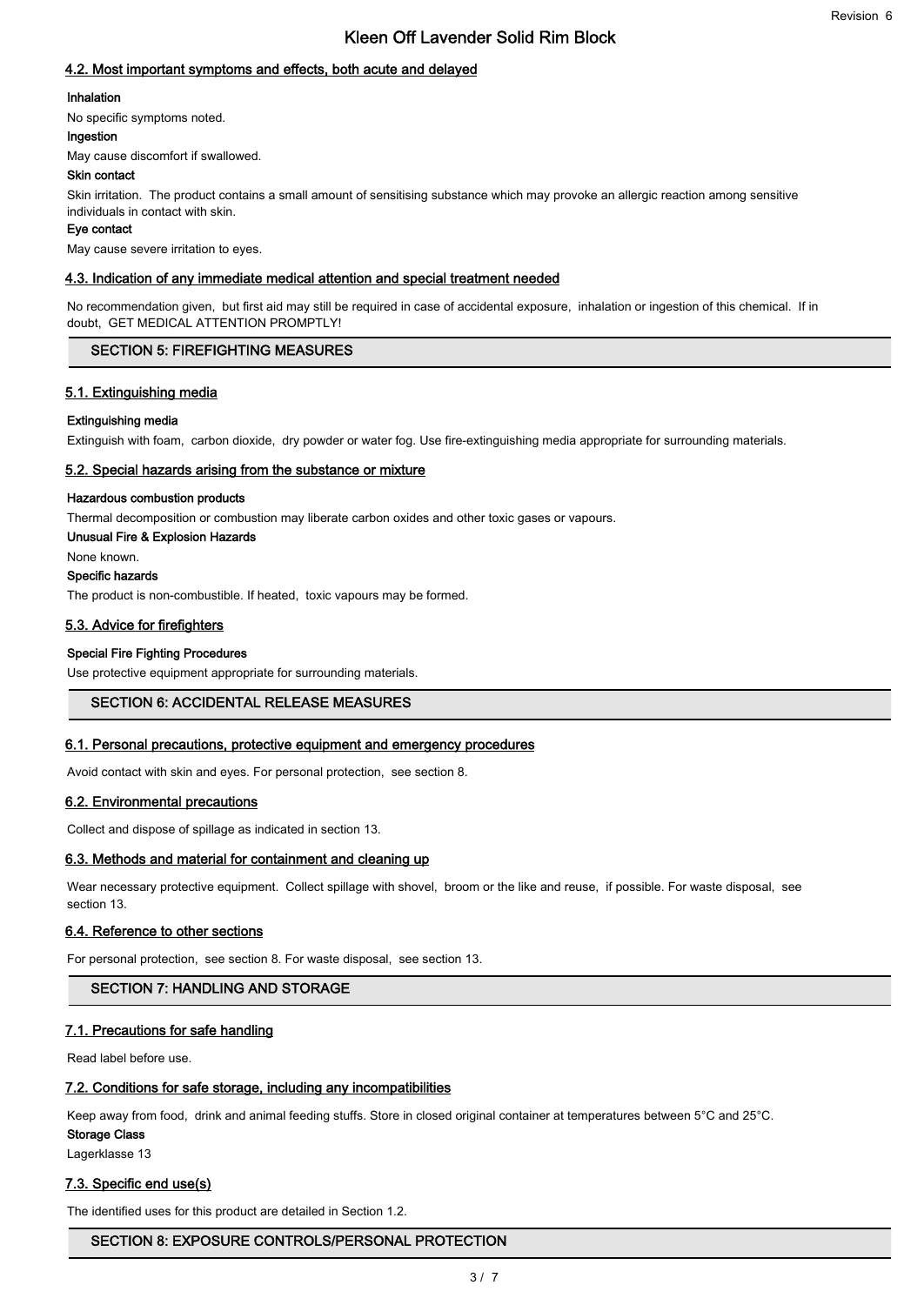### 4.2. Most important symptoms and effects, both acute and delayed

**Inhalation**

No specific symptoms noted.

**Ingestion**

May cause discomfort if swallowed.

**Skin contact**

Skin irritation. The product contains a small amount of sensitising substance which may provoke an allergic reaction among sensitive individuals in contact with skin.

**Eye contact**

May cause severe irritation to eyes.

### 4.3. Indication of any immediate medical attention and special treatment needed

No recommendation given, but first aid may still be required in case of accidental exposure, inhalation or ingestion of this chemical. If in doubt, GET MEDICAL ATTENTION PROMPTLY!

## SECTION 5: FIREFIGHTING MEASURES

### 5.1. Extinguishing media

**Extinguishing media**

Extinguish with foam, carbon dioxide, dry powder or water fog. Use fire-extinguishing media appropriate for surrounding materials.

### 5.2. Special hazards arising from the substance or mixture

**Hazardous combustion products**

Thermal decomposition or combustion may liberate carbon oxides and other toxic gases or vapours.

**Unusual Fire & Explosion Hazards**

None known.

**Specific hazards**

The product is non-combustible. If heated, toxic vapours may be formed.

### 5.3. Advice for firefighters

**Special Fire Fighting Procedures**

Use protective equipment appropriate for surrounding materials.

## SECTION 6: ACCIDENTAL RELEASE MEASURES

### 6.1. Personal precautions, protective equipment and emergency procedures

Avoid contact with skin and eyes. For personal protection, see section 8.

### 6.2. Environmental precautions

Collect and dispose of spillage as indicated in section 13.

### 6.3. Methods and material for containment and cleaning up

Wear necessary protective equipment. Collect spillage with shovel, broom or the like and reuse, if possible. For waste disposal, see section 13.

### 6.4. Reference to other sections

For personal protection, see section 8. For waste disposal, see section 13.

## SECTION 7: HANDLING AND STORAGE

### 7.1. Precautions for safe handling

Read label before use.

### 7.2. Conditions for safe storage, including any incompatibilities

Keep away from food, drink and animal feeding stuffs. Store in closed original container at temperatures between 5°C and 25°C.

**Storage Class**

Lagerklasse 13

### 7.3. Specific end use(s)

The identified uses for this product are detailed in Section 1.2.

## SECTION 8: EXPOSURE CONTROLS/PERSONAL PROTECTION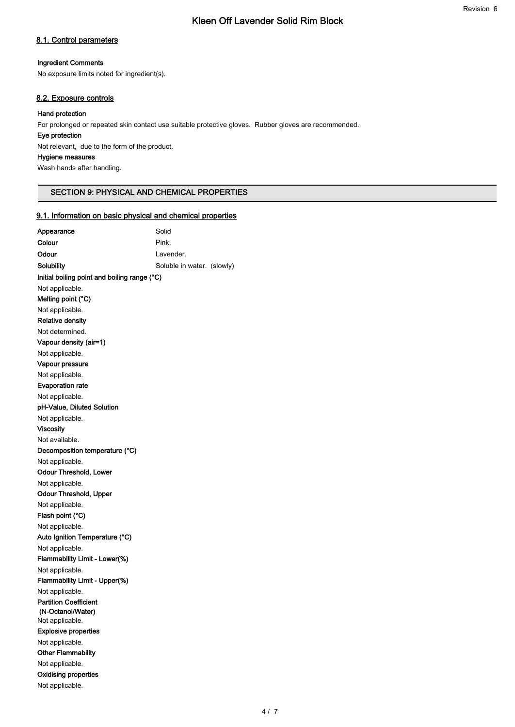### 8.1. Control parameters

**Ingredient Comments**

No exposure limits noted for ingredient(s).

### 8.2. Exposure controls

**Hand protection**

For prolonged or repeated skin contact use suitable protective gloves. Rubber gloves are recommended.

**Eye protection**

Not relevant, due to the form of the product.

**Hygiene measures**

Wash hands after handling.

## SECTION 9: PHYSICAL AND CHEMICAL PROPERTIES

### 9.1. Information on basic physical and chemical properties

**Appearance** Solid

**Colour** Pink.

**Odour** Lavender.

**Solubility** Soluble in water. (slowly)

**Initial boiling point and boiling range (°C)**

Not applicable.

**Melting point (°C)**

Not applicable.

**Relative density**

Not determined.

**Vapour density (air=1)**

Not applicable.

**Vapour pressure**

Not applicable.

**Evaporation rate**

Not applicable.

**pH-Value, Diluted Solution**

Not applicable.

**Viscosity**

Not available.

**Decomposition temperature (°C)**

Not applicable.

**Odour Threshold, Lower**

Not applicable.

**Odour Threshold, Upper**

Not applicable.

**Flash point (°C)**

Not applicable.

**Auto Ignition Temperature (°C)**

Not applicable.

**Flammability Limit - Lower(%)**

Not applicable.

**Flammability Limit - Upper(%)**

Not applicable.

**Partition Coefficient (N-Octanol/Water)**

Not applicable.

**Explosive properties**

Not applicable.

**Other Flammability**

Not applicable.

**Oxidising properties**

Not applicable.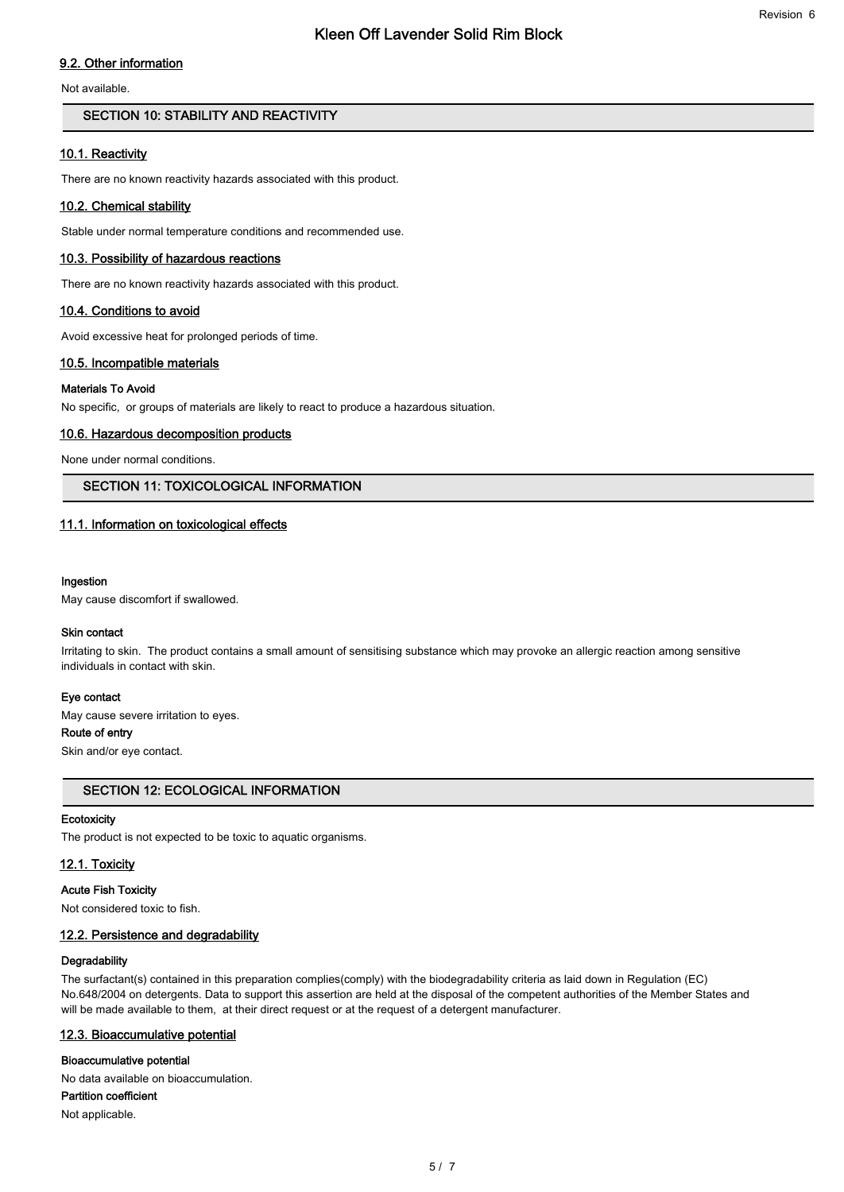### 9.2. Other information

Not available.

## SECTION 10: STABILITY AND REACTIVITY

### 10.1. Reactivity

There are no known reactivity hazards associated with this product.

### 10.2. Chemical stability

Stable under normal temperature conditions and recommended use.

### 10.3. Possibility of hazardous reactions

There are no known reactivity hazards associated with this product.

### 10.4. Conditions to avoid

Avoid excessive heat for prolonged periods of time.

### 10.5. Incompatible materials

**Materials To Avoid**

No specific, or groups of materials are likely to react to produce a hazardous situation.

### 10.6. Hazardous decomposition products

None under normal conditions.

## SECTION 11: TOXICOLOGICAL INFORMATION

### 11.1. Information on toxicological effects

**Ingestion**

May cause discomfort if swallowed.

**Skin contact**

Irritating to skin. The product contains a small amount of sensitising substance which may provoke an allergic reaction among sensitive individuals in contact with skin.

**Eye contact**

May cause severe irritation to eyes.

**Route of entry**

Skin and/or eye contact.

## SECTION 12: ECOLOGICAL INFORMATION

**Ecotoxicity**

The product is not expected to be toxic to aquatic organisms.

### 12.1. Toxicity

**Acute Fish Toxicity**

Not considered toxic to fish.

### 12.2. Persistence and degradability

**Degradability**

The surfactant(s) contained in this preparation complies(comply) with the biodegradability criteria as laid down in Regulation (EC) No.648/2004 on detergents. Data to support this assertion are held at the disposal of the competent authorities of the Member States and will be made available to them, at their direct request or at the request of a detergent manufacturer.

### 12.3. Bioaccumulative potential

**Bioaccumulative potential**

No data available on bioaccumulation.

**Partition coefficient**

Not applicable.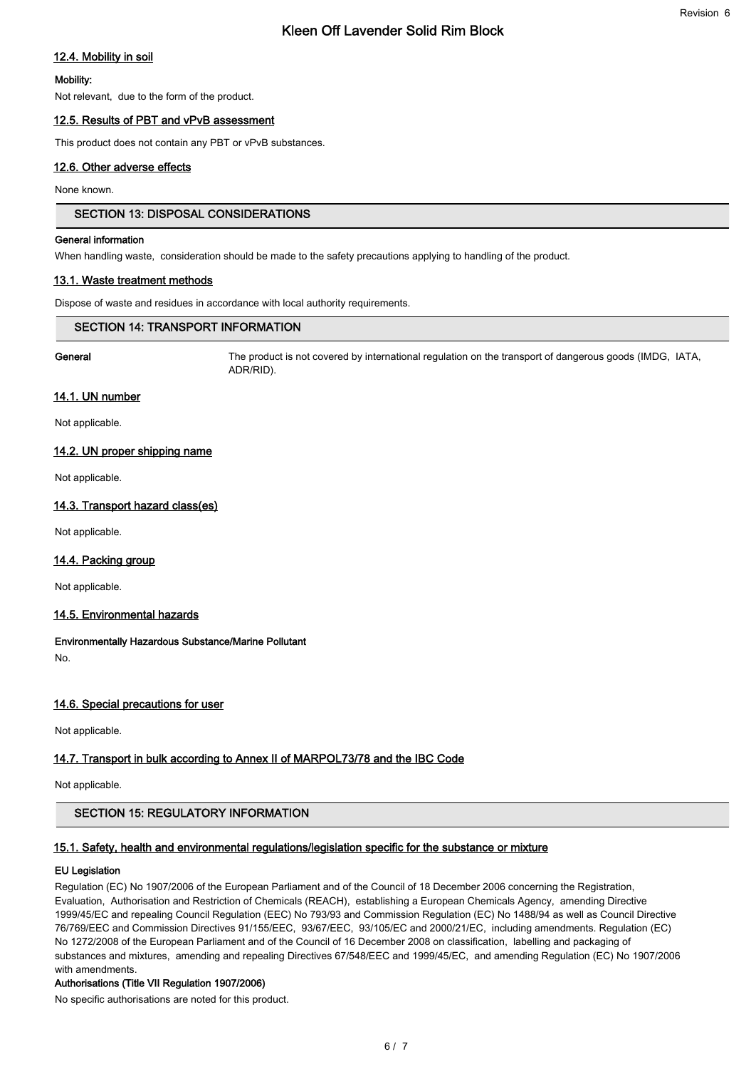### 12.4. Mobility in soil

**Mobility:**

Not relevant, due to the form of the product.

### 12.5. Results of PBT and vPvB assessment

This product does not contain any PBT or vPvB substances.

### 12.6. Other adverse effects

None known.

## SECTION 13: DISPOSAL CONSIDERATIONS

**General information**

When handling waste, consideration should be made to the safety precautions applying to handling of the product.

### 13.1. Waste treatment methods

Dispose of waste and residues in accordance with local authority requirements.

## SECTION 14: TRANSPORT INFORMATION

**General** The product is not covered by international regulation on the transport of dangerous goods (IMDG, IATA, ADR/RID).

### 14.1. UN number

Not applicable.

### 14.2. UN proper shipping name

Not applicable.

### 14.3. Transport hazard class(es)

Not applicable.

### 14.4. Packing group

Not applicable.

### 14.5. Environmental hazards

**Environmentally Hazardous Substance/Marine Pollutant**

No.

### 14.6. Special precautions for user

Not applicable.

### 14.7. Transport in bulk according to Annex II of MARPOL73/78 and the IBC Code

Not applicable.

## SECTION 15: REGULATORY INFORMATION

### 15.1. Safety, health and environmental regulations/legislation specific for the substance or mixture

**EU Legislation**

Regulation (EC) No 1907/2006 of the European Parliament and of the Council of 18 December 2006 concerning the Registration, Evaluation, Authorisation and Restriction of Chemicals (REACH), establishing a European Chemicals Agency, amending Directive 1999/45/EC and repealing Council Regulation (EEC) No 793/93 and Commission Regulation (EC) No 1488/94 as well as Council Directive 76/769/EEC and Commission Directives 91/155/EEC, 93/67/EEC, 93/105/EC and 2000/21/EC, including amendments. Regulation (EC) No 1272/2008 of the European Parliament and of the Council of 16 December 2008 on classification, labelling and packaging of substances and mixtures, amending and repealing Directives 67/548/EEC and 1999/45/EC, and amending Regulation (EC) No 1907/2006 with amendments.

**Authorisations (Title VII Regulation 1907/2006)**

No specific authorisations are noted for this product.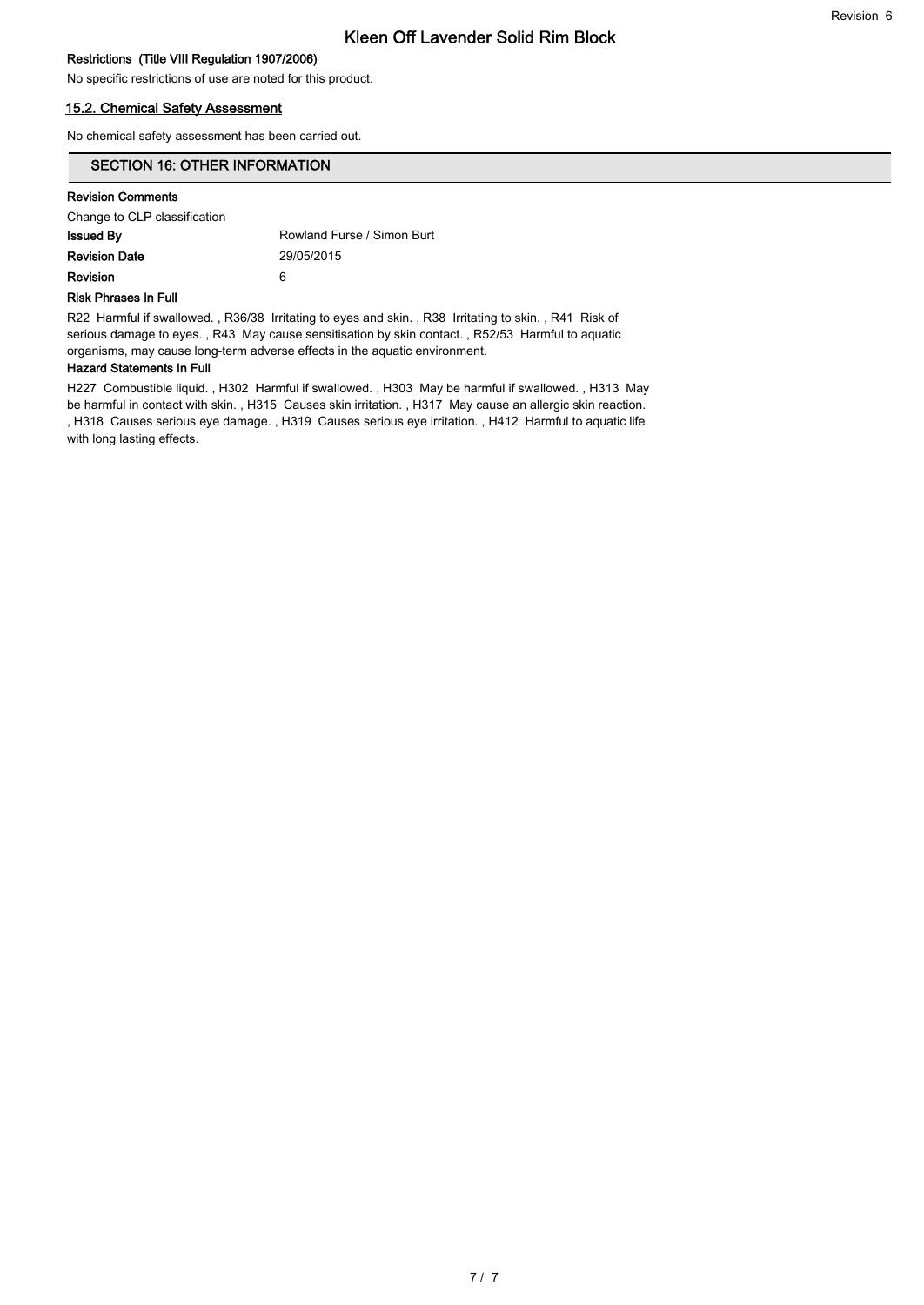#### Restrictions (Title VIII Regulation 1907/2006)

No specific restrictions of use are noted for this product.

### 15.2. Chemical Safety Assessment

No chemical safety assessment has been carried out.

## SECTION 16: OTHER INFORMATION

#### Revision Comments

Change to CLP classification

| | |
|---|---|
| **Issued By** | Rowland Furse / Simon Burt |
| **Revision Date** | 29/05/2015 |
| **Revision** | 6 |

#### Risk Phrases In Full

R22 Harmful if swallowed. , R36/38 Irritating to eyes and skin. , R38 Irritating to skin. , R41 Risk of serious damage to eyes. , R43 May cause sensitisation by skin contact. , R52/53 Harmful to aquatic organisms, may cause long-term adverse effects in the aquatic environment.

#### Hazard Statements In Full

H227 Combustible liquid. , H302 Harmful if swallowed. , H303 May be harmful if swallowed. , H313 May be harmful in contact with skin. , H315 Causes skin irritation. , H317 May cause an allergic skin reaction. , H318 Causes serious eye damage. , H319 Causes serious eye irritation. , H412 Harmful to aquatic life with long lasting effects.